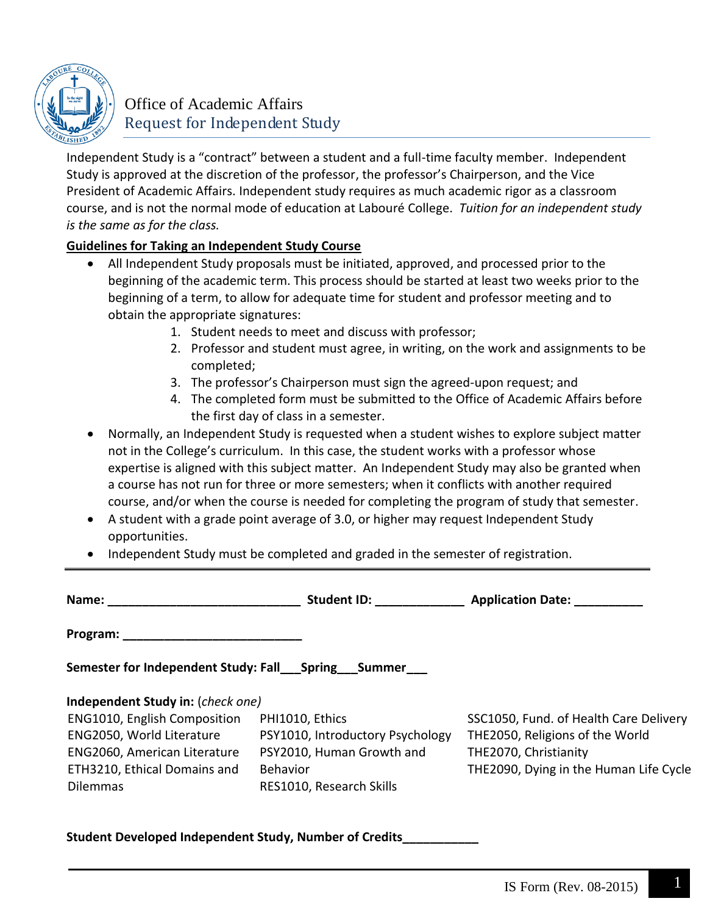# Office of Academic Affairs
## Request for Independent Study

Independent Study is a “contract” between a student and a full-time faculty member. Independent Study is approved at the discretion of the professor, the professor’s Chairperson, and the Vice President of Academic Affairs. Independent study requires as much academic rigor as a classroom course, and is not the normal mode of education at Labouré College. *Tuition for an independent study is the same as for the class.*

**Guidelines for Taking an Independent Study Course**

- All Independent Study proposals must be initiated, approved, and processed prior to the beginning of the academic term. This process should be started at least two weeks prior to the beginning of a term, to allow for adequate time for student and professor meeting and to obtain the appropriate signatures:
  1. Student needs to meet and discuss with professor;
  2. Professor and student must agree, in writing, on the work and assignments to be completed;
  3. The professor’s Chairperson must sign the agreed-upon request; and
  4. The completed form must be submitted to the Office of Academic Affairs before the first day of class in a semester.
- Normally, an Independent Study is requested when a student wishes to explore subject matter not in the College’s curriculum. In this case, the student works with a professor whose expertise is aligned with this subject matter. An Independent Study may also be granted when a course has not run for three or more semesters; when it conflicts with another required course, and/or when the course is needed for completing the program of study that semester.
- A student with a grade point average of 3.0, or higher may request Independent Study opportunities.
- Independent Study must be completed and graded in the semester of registration.

---

**Name:** ____________________________ **Student ID:** _____________ **Application Date:** __________

**Program:** __________________________

**Semester for Independent Study: Fall___Spring___Summer___**

**Independent Study in:** (*check one*)

| | | |
|---|---|---|
| ENG1010, English Composition | PHI1010, Ethics | SSC1050, Fund. of Health Care Delivery |
| ENG2050, World Literature | PSY1010, Introductory Psychology | THE2050, Religions of the World |
| ENG2060, American Literature | PSY2010, Human Growth and Behavior | THE2070, Christianity |
| ETH3210, Ethical Domains and Dilemmas | RES1010, Research Skills | THE2090, Dying in the Human Life Cycle |

**Student Developed Independent Study, Number of Credits**___________

IS Form (Rev. 08-2015)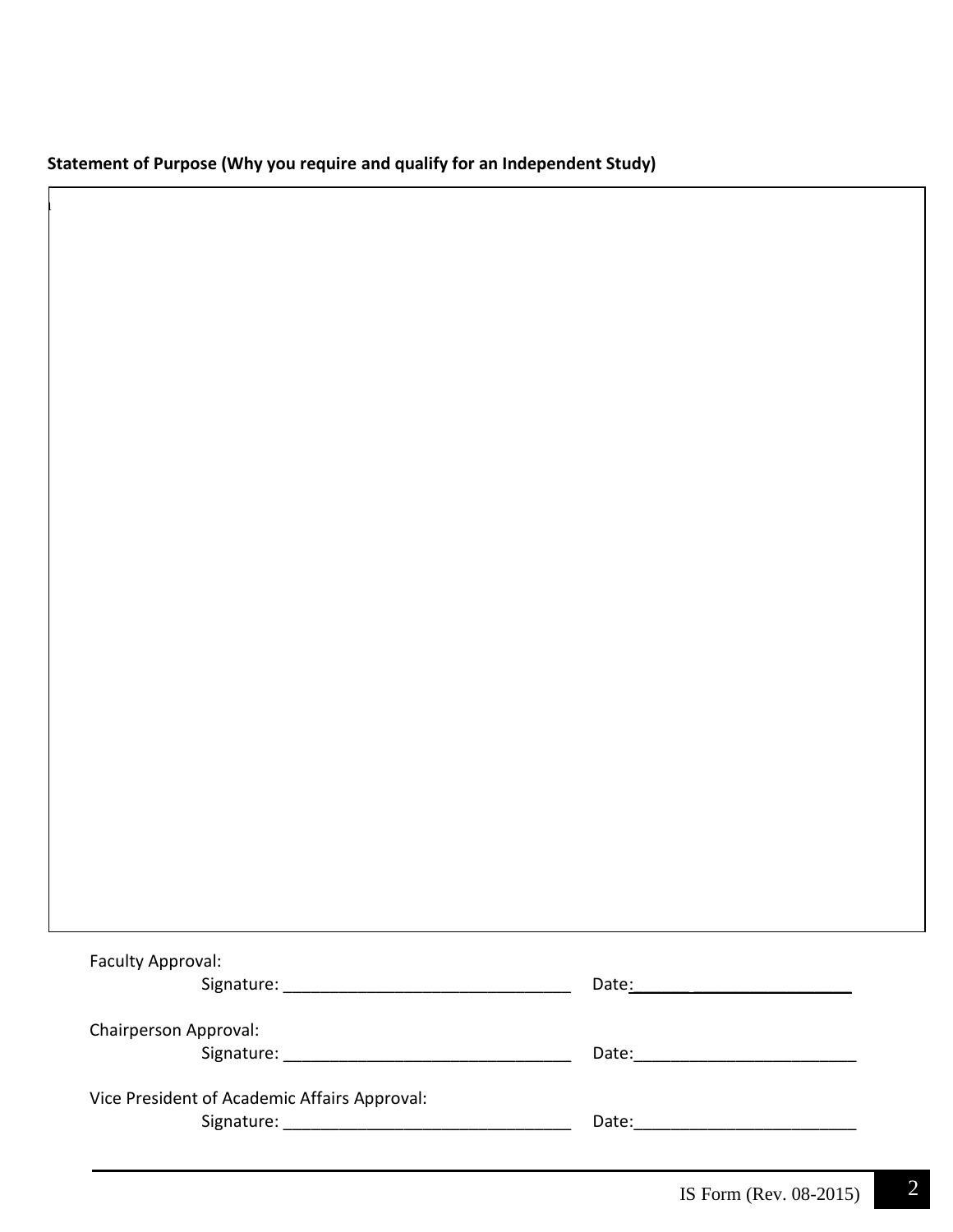**Statement of Purpose (Why you require and qualify for an Independent Study)**

Faculty Approval:

Signature: ________________________________ Date:________________________

Chairperson Approval:

Signature: ________________________________ Date:________________________

Vice President of Academic Affairs Approval:

Signature: ________________________________ Date:________________________

IS Form (Rev. 08-2015)